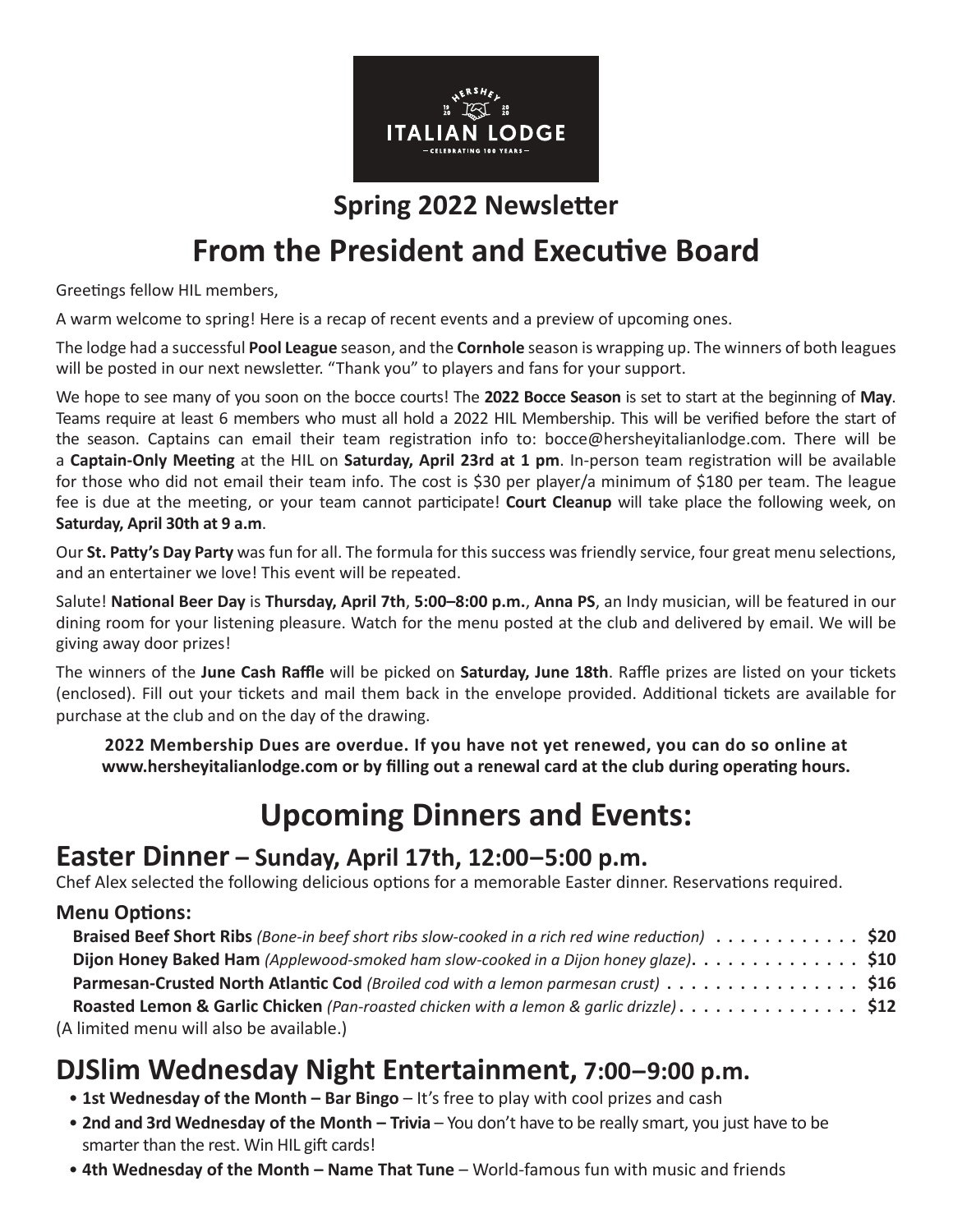HERSHEY 19 20 ITALIAN LODGE — CELEBRATING 100 YEARS —

## Spring 2022 Newsletter

# From the President and Executive Board

Greetings fellow HIL members,

A warm welcome to spring! Here is a recap of recent events and a preview of upcoming ones.

The lodge had a successful **Pool League** season, and the **Cornhole** season is wrapping up. The winners of both leagues will be posted in our next newsletter. "Thank you" to players and fans for your support.

We hope to see many of you soon on the bocce courts! The **2022 Bocce Season** is set to start at the beginning of **May**. Teams require at least 6 members who must all hold a 2022 HIL Membership. This will be verified before the start of the season. Captains can email their team registration info to: bocce@hersheyitalianlodge.com. There will be a **Captain-Only Meeting** at the HIL on **Saturday, April 23rd at 1 pm**. In-person team registration will be available for those who did not email their team info. The cost is $30 per player/a minimum of $180 per team. The league fee is due at the meeting, or your team cannot participate! **Court Cleanup** will take place the following week, on **Saturday, April 30th at 9 a.m**.

Our **St. Patty's Day Party** was fun for all. The formula for this success was friendly service, four great menu selections, and an entertainer we love! This event will be repeated.

Salute! **National Beer Day** is **Thursday, April 7th**, **5:00–8:00 p.m.**, **Anna PS**, an Indy musician, will be featured in our dining room for your listening pleasure. Watch for the menu posted at the club and delivered by email. We will be giving away door prizes!

The winners of the **June Cash Raffle** will be picked on **Saturday, June 18th**. Raffle prizes are listed on your tickets (enclosed). Fill out your tickets and mail them back in the envelope provided. Additional tickets are available for purchase at the club and on the day of the drawing.

**2022 Membership Dues are overdue. If you have not yet renewed, you can do so online at www.hersheyitalianlodge.com or by filling out a renewal card at the club during operating hours.**

# Upcoming Dinners and Events:

## Easter Dinner – Sunday, April 17th, 12:00–5:00 p.m.

Chef Alex selected the following delicious options for a memorable Easter dinner. Reservations required.

### Menu Options:

- **Braised Beef Short Ribs** *(Bone-in beef short ribs slow-cooked in a rich red wine reduction)* . . . . . . . . . . . . **$20**
- **Dijon Honey Baked Ham** *(Applewood-smoked ham slow-cooked in a Dijon honey glaze)*. . . . . . . . . . . . . . **$10**
- **Parmesan-Crusted North Atlantic Cod** *(Broiled cod with a lemon parmesan crust)* . . . . . . . . . . . . . . . . **$16**
- **Roasted Lemon & Garlic Chicken** *(Pan-roasted chicken with a lemon & garlic drizzle)*. . . . . . . . . . . . . . . **$12**

(A limited menu will also be available.)

## DJSlim Wednesday Night Entertainment, 7:00–9:00 p.m.

- **1st Wednesday of the Month – Bar Bingo** – It's free to play with cool prizes and cash
- **2nd and 3rd Wednesday of the Month – Trivia** – You don't have to be really smart, you just have to be smarter than the rest. Win HIL gift cards!
- **4th Wednesday of the Month – Name That Tune** – World-famous fun with music and friends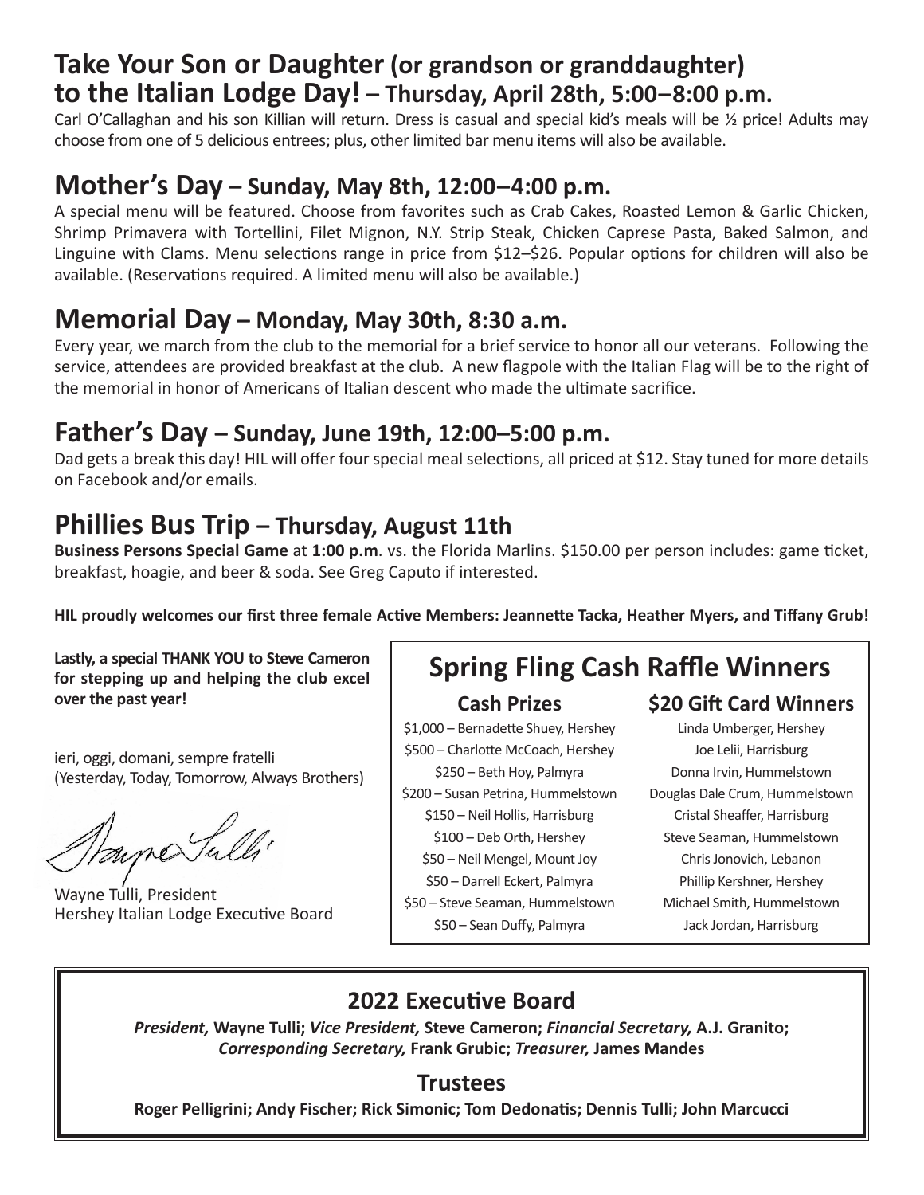## Take Your Son or Daughter (or grandson or granddaughter) to the Italian Lodge Day! – Thursday, April 28th, 5:00–8:00 p.m.

Carl O'Callaghan and his son Killian will return. Dress is casual and special kid's meals will be ½ price! Adults may choose from one of 5 delicious entrees; plus, other limited bar menu items will also be available.

## Mother's Day – Sunday, May 8th, 12:00–4:00 p.m.

A special menu will be featured. Choose from favorites such as Crab Cakes, Roasted Lemon & Garlic Chicken, Shrimp Primavera with Tortellini, Filet Mignon, N.Y. Strip Steak, Chicken Caprese Pasta, Baked Salmon, and Linguine with Clams. Menu selections range in price from $12–$26. Popular options for children will also be available. (Reservations required. A limited menu will also be available.)

## Memorial Day – Monday, May 30th, 8:30 a.m.

Every year, we march from the club to the memorial for a brief service to honor all our veterans. Following the service, attendees are provided breakfast at the club. A new flagpole with the Italian Flag will be to the right of the memorial in honor of Americans of Italian descent who made the ultimate sacrifice.

## Father's Day – Sunday, June 19th, 12:00–5:00 p.m.

Dad gets a break this day! HIL will offer four special meal selections, all priced at $12. Stay tuned for more details on Facebook and/or emails.

## Phillies Bus Trip – Thursday, August 11th

**Business Persons Special Game** at **1:00 p.m**. vs. the Florida Marlins. $150.00 per person includes: game ticket, breakfast, hoagie, and beer & soda. See Greg Caputo if interested.

**HIL proudly welcomes our first three female Active Members: Jeannette Tacka, Heather Myers, and Tiffany Grub!**

**Lastly, a special THANK YOU to Steve Cameron for stepping up and helping the club excel over the past year!**

ieri, oggi, domani, sempre fratelli
(Yesterday, Today, Tomorrow, Always Brothers)

Wayne Tulli, President
Hershey Italian Lodge Executive Board

## Spring Fling Cash Raffle Winners

| Cash Prizes | $20 Gift Card Winners |
|---|---|
| $1,000 – Bernadette Shuey, Hershey | Linda Umberger, Hershey |
| $500 – Charlotte McCoach, Hershey | Joe Lelii, Harrisburg |
| $250 – Beth Hoy, Palmyra | Donna Irvin, Hummelstown |
| $200 – Susan Petrina, Hummelstown | Douglas Dale Crum, Hummelstown |
| $150 – Neil Hollis, Harrisburg | Cristal Sheaffer, Harrisburg |
| $100 – Deb Orth, Hershey | Steve Seaman, Hummelstown |
| $50 – Neil Mengel, Mount Joy | Chris Jonovich, Lebanon |
| $50 – Darrell Eckert, Palmyra | Phillip Kershner, Hershey |
| $50 – Steve Seaman, Hummelstown | Michael Smith, Hummelstown |
| $50 – Sean Duffy, Palmyra | Jack Jordan, Harrisburg |

## 2022 Executive Board

***President,*** **Wayne Tulli;** ***Vice President,*** **Steve Cameron;** ***Financial Secretary,*** **A.J. Granito;** ***Corresponding Secretary,*** **Frank Grubic;** ***Treasurer,*** **James Mandes**

### Trustees

**Roger Pelligrini; Andy Fischer; Rick Simonic; Tom Dedonatis; Dennis Tulli; John Marcucci**